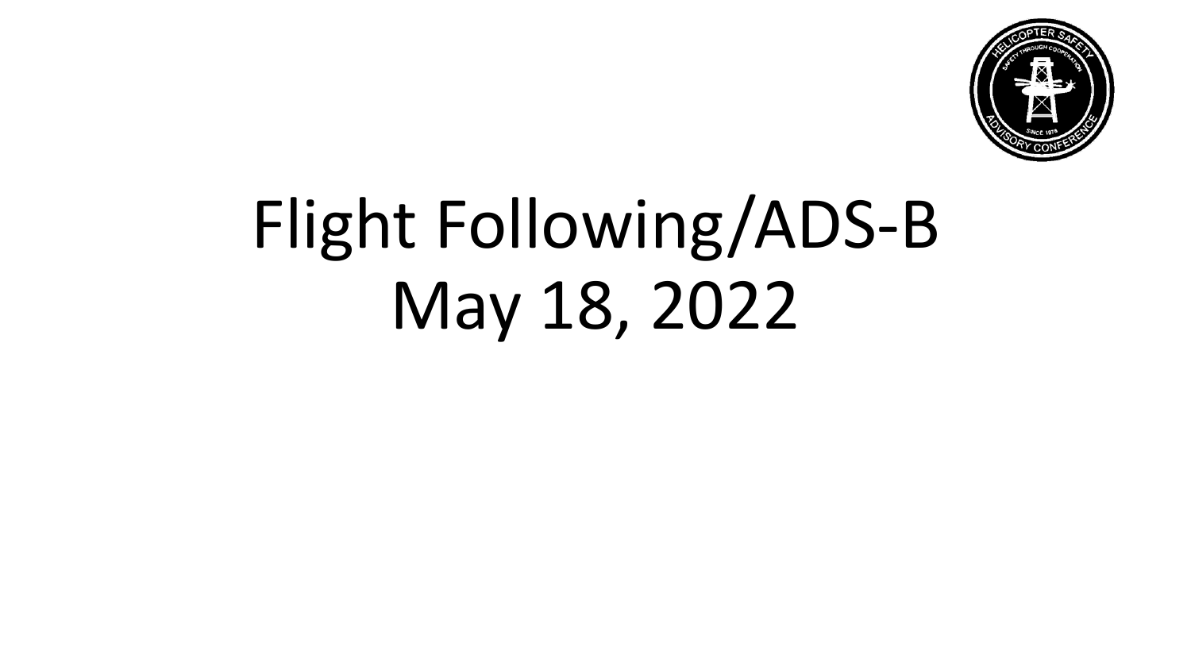# Flight Following/ADS-B May 18, 2022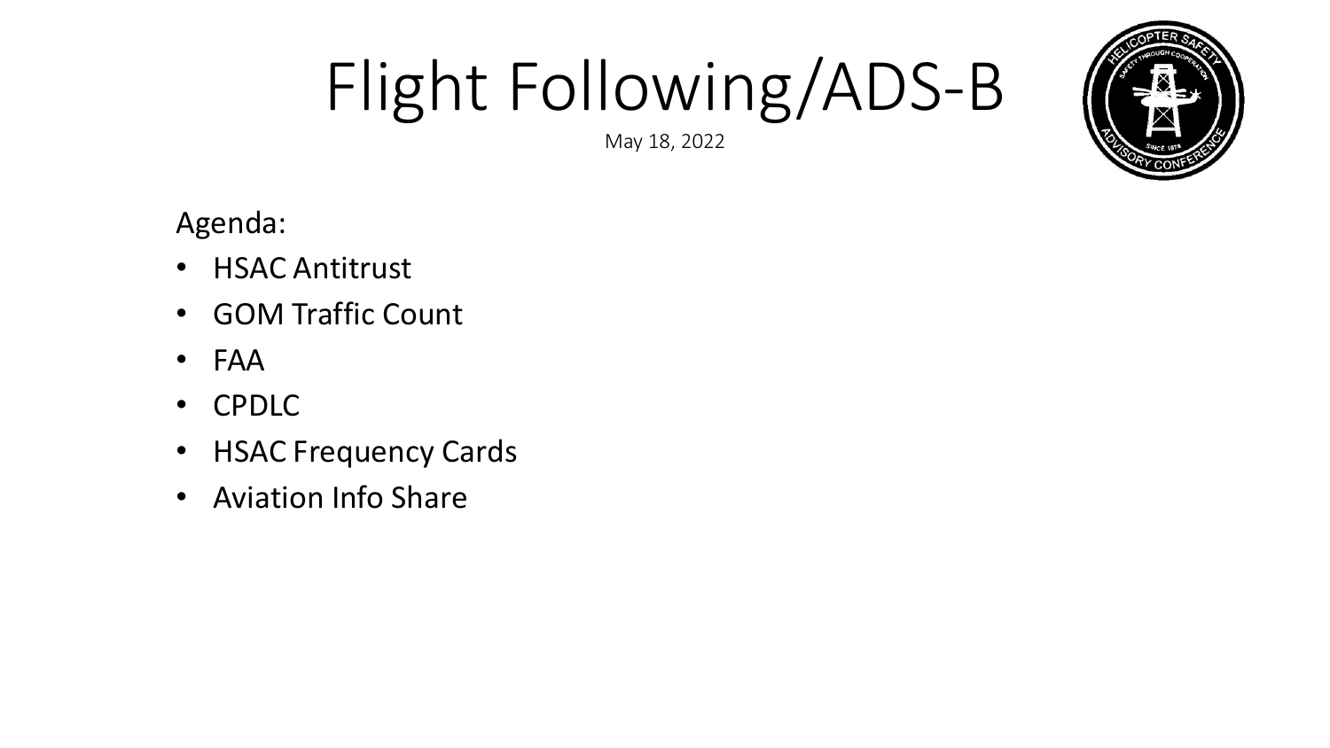# Flight Following/ADS-B

May 18, 2022

Agenda:

- HSAC Antitrust
- GOM Traffic Count
- FAA
- CPDLC
- HSAC Frequency Cards
- Aviation Info Share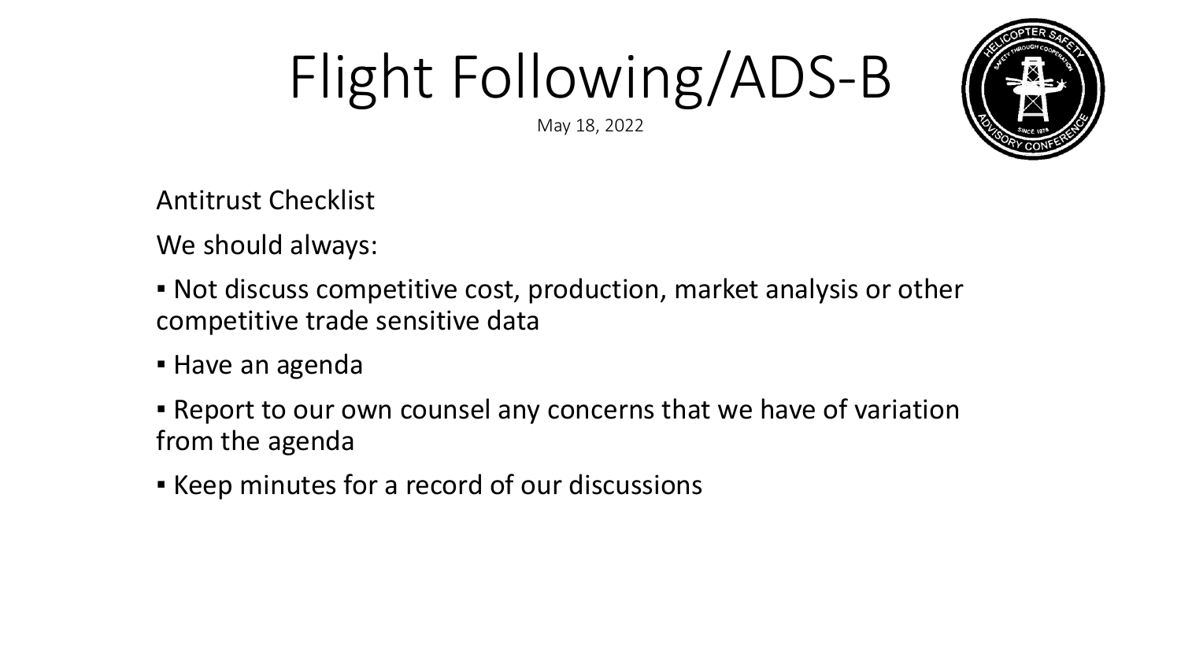# Flight Following/ADS-B

May 18, 2022

Antitrust Checklist

We should always:

- Not discuss competitive cost, production, market analysis or other competitive trade sensitive data
- Have an agenda
- Report to our own counsel any concerns that we have of variation from the agenda
- Keep minutes for a record of our discussions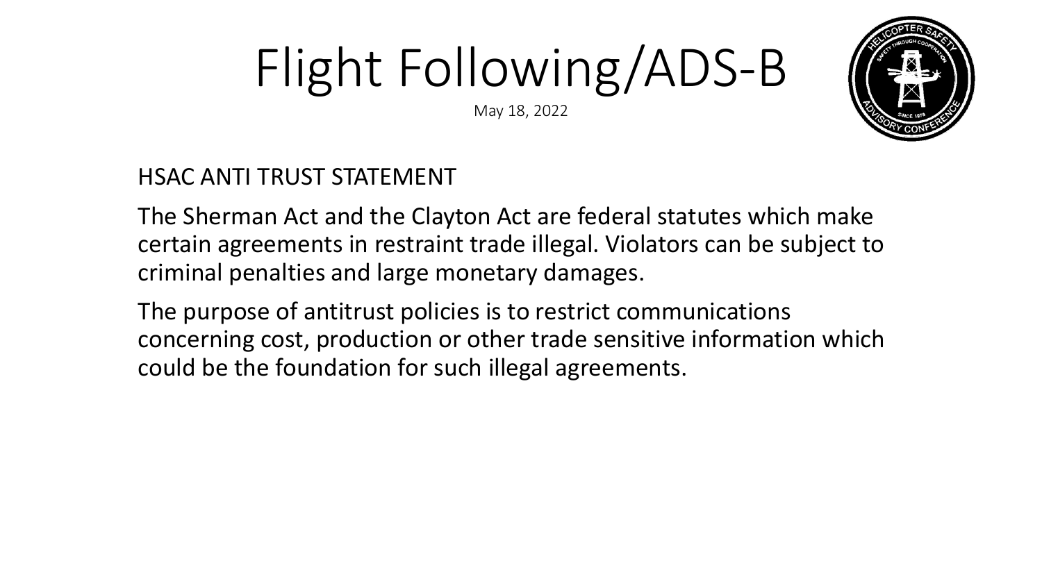# Flight Following/ADS-B

May 18, 2022

HSAC ANTI TRUST STATEMENT

The Sherman Act and the Clayton Act are federal statutes which make certain agreements in restraint trade illegal. Violators can be subject to criminal penalties and large monetary damages.

The purpose of antitrust policies is to restrict communications concerning cost, production or other trade sensitive information which could be the foundation for such illegal agreements.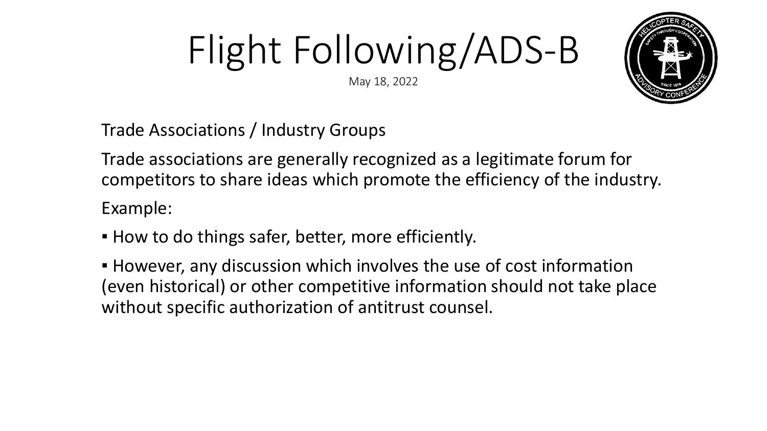# Flight Following/ADS-B

May 18, 2022

Trade Associations / Industry Groups

Trade associations are generally recognized as a legitimate forum for competitors to share ideas which promote the efficiency of the industry.

Example:

- How to do things safer, better, more efficiently.
- However, any discussion which involves the use of cost information (even historical) or other competitive information should not take place without specific authorization of antitrust counsel.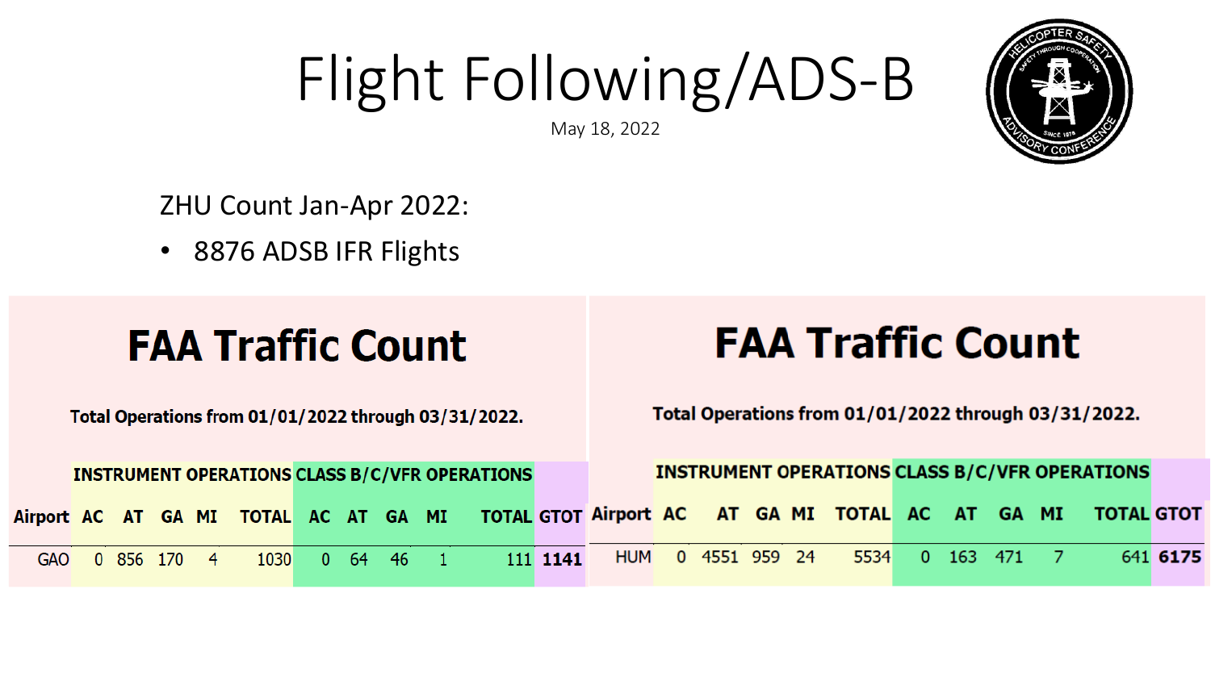# Flight Following/ADS-B

May 18, 2022

ZHU Count Jan-Apr 2022:

- 8876 ADSB IFR Flights

## FAA Traffic Count

**Total Operations from 01/01/2022 through 03/31/2022.**

| | INSTRUMENT OPERATIONS | | | | | CLASS B/C/VFR OPERATIONS | | | | | |
|---|---|---|---|---|---|---|---|---|---|---|---|
| Airport | AC | AT | GA | MI | TOTAL | AC | AT | GA | MI | TOTAL | GTOT |
| GAO | 0 | 856 | 170 | 4 | 1030 | 0 | 64 | 46 | 1 | 111 | **1141** |

## FAA Traffic Count

**Total Operations from 01/01/2022 through 03/31/2022.**

| | INSTRUMENT OPERATIONS | | | | | CLASS B/C/VFR OPERATIONS | | | | | |
|---|---|---|---|---|---|---|---|---|---|---|---|
| Airport | AC | AT | GA | MI | TOTAL | AC | AT | GA | MI | TOTAL | GTOT |
| HUM | 0 | 4551 | 959 | 24 | 5534 | 0 | 163 | 471 | 7 | 641 | **6175** |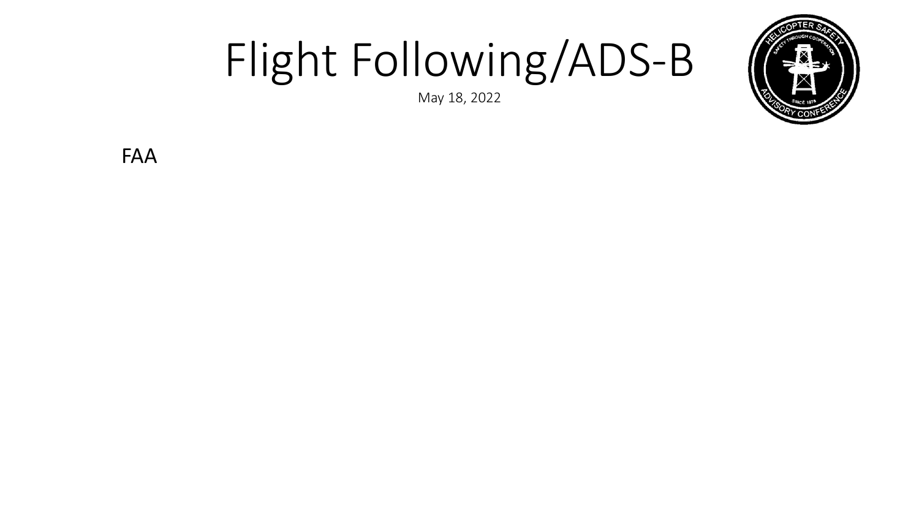# Flight Following/ADS-B

May 18, 2022

FAA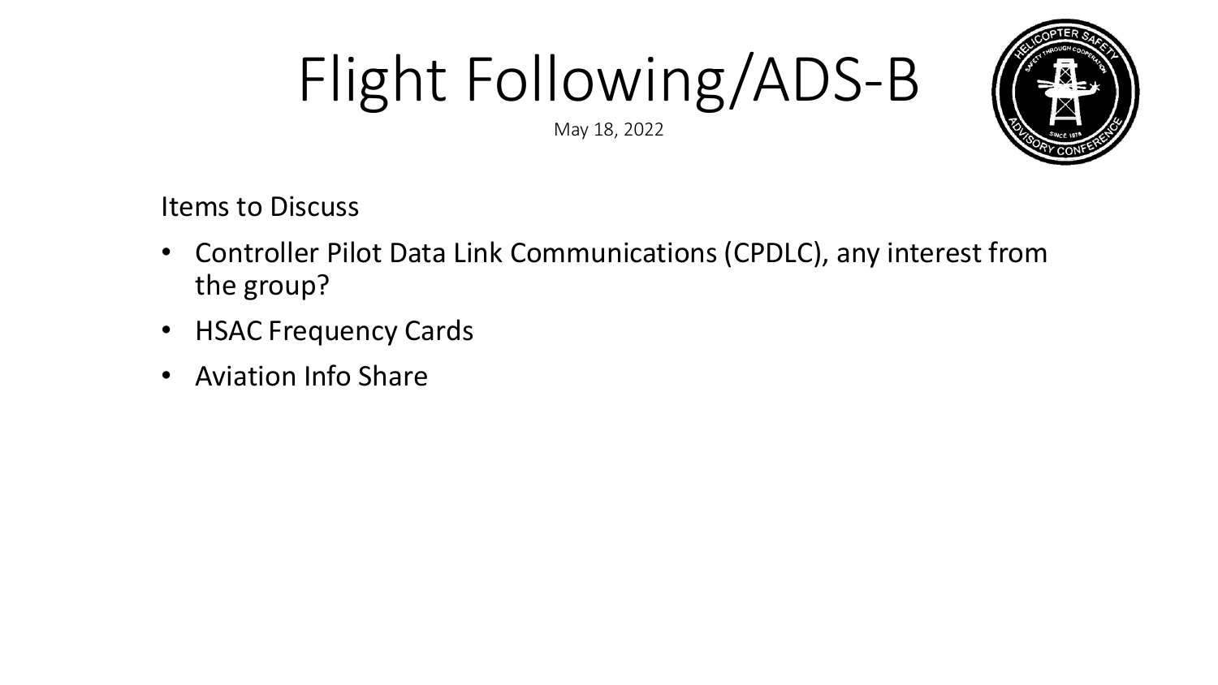# Flight Following/ADS-B

May 18, 2022

Items to Discuss

- Controller Pilot Data Link Communications (CPDLC), any interest from the group?
- HSAC Frequency Cards
- Aviation Info Share